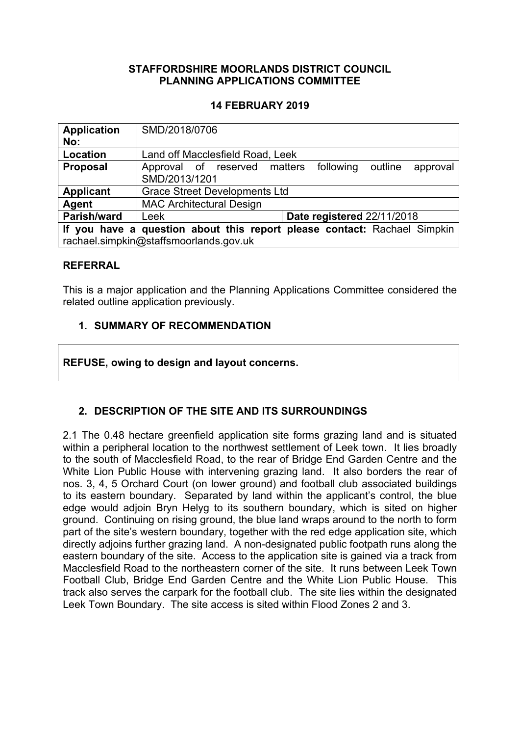**STAFFORDSHIRE MOORLANDS DISTRICT COUNCIL**
**PLANNING APPLICATIONS COMMITTEE**

**14 FEBRUARY 2019**

| **Application No:** | SMD/2018/0706 | |
|---|---|---|
| **Location** | Land off Macclesfield Road, Leek | |
| **Proposal** | Approval of reserved matters following outline approval SMD/2013/1201 | |
| **Applicant** | Grace Street Developments Ltd | |
| **Agent** | MAC Architectural Design | |
| **Parish/ward** | Leek | **Date registered** 22/11/2018 |
| **If you have a question about this report please contact:** Rachael Simpkin rachael.simpkin@staffsmoorlands.gov.uk | | |

## REFERRAL

This is a major application and the Planning Applications Committee considered the related outline application previously.

## 1. SUMMARY OF RECOMMENDATION

**REFUSE, owing to design and layout concerns.**

## 2. DESCRIPTION OF THE SITE AND ITS SURROUNDINGS

2.1 The 0.48 hectare greenfield application site forms grazing land and is situated within a peripheral location to the northwest settlement of Leek town. It lies broadly to the south of Macclesfield Road, to the rear of Bridge End Garden Centre and the White Lion Public House with intervening grazing land. It also borders the rear of nos. 3, 4, 5 Orchard Court (on lower ground) and football club associated buildings to its eastern boundary. Separated by land within the applicant's control, the blue edge would adjoin Bryn Helyg to its southern boundary, which is sited on higher ground. Continuing on rising ground, the blue land wraps around to the north to form part of the site's western boundary, together with the red edge application site, which directly adjoins further grazing land. A non-designated public footpath runs along the eastern boundary of the site. Access to the application site is gained via a track from Macclesfield Road to the northeastern corner of the site. It runs between Leek Town Football Club, Bridge End Garden Centre and the White Lion Public House. This track also serves the carpark for the football club. The site lies within the designated Leek Town Boundary. The site access is sited within Flood Zones 2 and 3.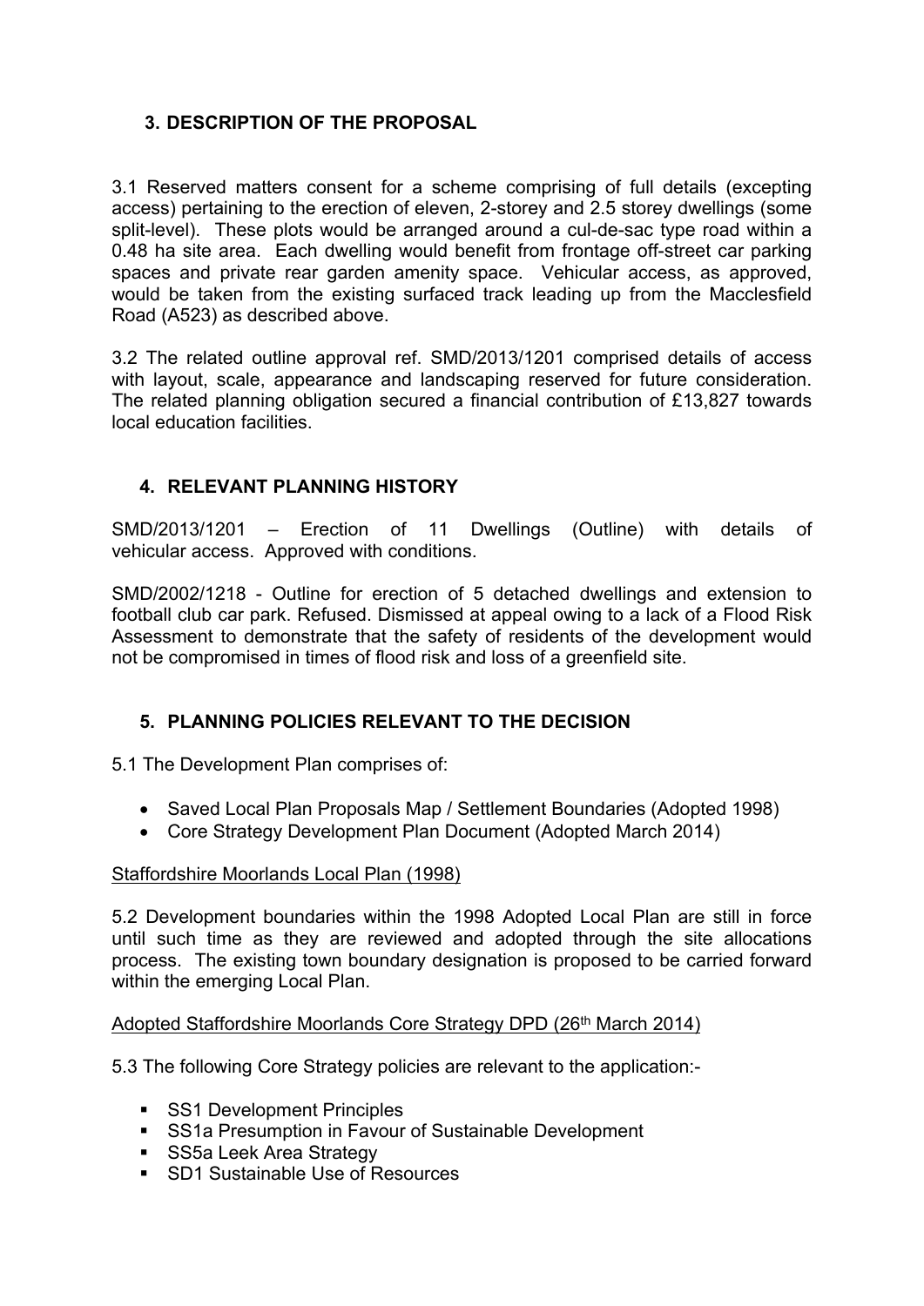## 3. DESCRIPTION OF THE PROPOSAL

3.1 Reserved matters consent for a scheme comprising of full details (excepting access) pertaining to the erection of eleven, 2-storey and 2.5 storey dwellings (some split-level). These plots would be arranged around a cul-de-sac type road within a 0.48 ha site area. Each dwelling would benefit from frontage off-street car parking spaces and private rear garden amenity space. Vehicular access, as approved, would be taken from the existing surfaced track leading up from the Macclesfield Road (A523) as described above.

3.2 The related outline approval ref. SMD/2013/1201 comprised details of access with layout, scale, appearance and landscaping reserved for future consideration. The related planning obligation secured a financial contribution of £13,827 towards local education facilities.

## 4. RELEVANT PLANNING HISTORY

SMD/2013/1201 – Erection of 11 Dwellings (Outline) with details of vehicular access. Approved with conditions.

SMD/2002/1218 - Outline for erection of 5 detached dwellings and extension to football club car park. Refused. Dismissed at appeal owing to a lack of a Flood Risk Assessment to demonstrate that the safety of residents of the development would not be compromised in times of flood risk and loss of a greenfield site.

## 5. PLANNING POLICIES RELEVANT TO THE DECISION

5.1 The Development Plan comprises of:

- Saved Local Plan Proposals Map / Settlement Boundaries (Adopted 1998)
- Core Strategy Development Plan Document (Adopted March 2014)

Staffordshire Moorlands Local Plan (1998)

5.2 Development boundaries within the 1998 Adopted Local Plan are still in force until such time as they are reviewed and adopted through the site allocations process. The existing town boundary designation is proposed to be carried forward within the emerging Local Plan.

Adopted Staffordshire Moorlands Core Strategy DPD (26th March 2014)

5.3 The following Core Strategy policies are relevant to the application:-

- SS1 Development Principles
- SS1a Presumption in Favour of Sustainable Development
- SS5a Leek Area Strategy
- SD1 Sustainable Use of Resources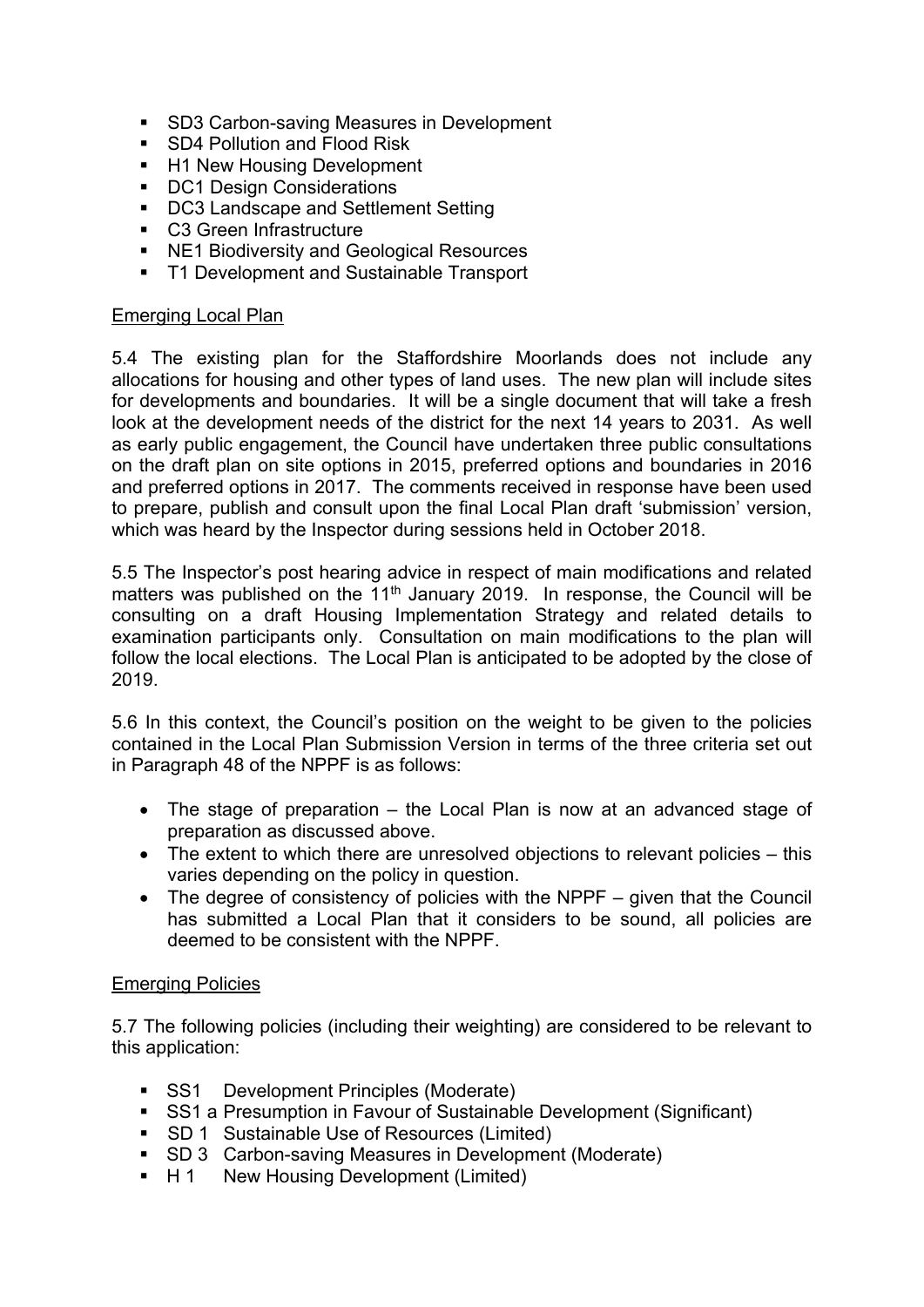- SD3 Carbon-saving Measures in Development
- SD4 Pollution and Flood Risk
- H1 New Housing Development
- DC1 Design Considerations
- DC3 Landscape and Settlement Setting
- C3 Green Infrastructure
- NE1 Biodiversity and Geological Resources
- T1 Development and Sustainable Transport

Emerging Local Plan

5.4 The existing plan for the Staffordshire Moorlands does not include any allocations for housing and other types of land uses. The new plan will include sites for developments and boundaries. It will be a single document that will take a fresh look at the development needs of the district for the next 14 years to 2031. As well as early public engagement, the Council have undertaken three public consultations on the draft plan on site options in 2015, preferred options and boundaries in 2016 and preferred options in 2017. The comments received in response have been used to prepare, publish and consult upon the final Local Plan draft 'submission' version, which was heard by the Inspector during sessions held in October 2018.

5.5 The Inspector's post hearing advice in respect of main modifications and related matters was published on the 11th January 2019. In response, the Council will be consulting on a draft Housing Implementation Strategy and related details to examination participants only. Consultation on main modifications to the plan will follow the local elections. The Local Plan is anticipated to be adopted by the close of 2019.

5.6 In this context, the Council's position on the weight to be given to the policies contained in the Local Plan Submission Version in terms of the three criteria set out in Paragraph 48 of the NPPF is as follows:

- The stage of preparation – the Local Plan is now at an advanced stage of preparation as discussed above.
- The extent to which there are unresolved objections to relevant policies – this varies depending on the policy in question.
- The degree of consistency of policies with the NPPF – given that the Council has submitted a Local Plan that it considers to be sound, all policies are deemed to be consistent with the NPPF.

Emerging Policies

5.7 The following policies (including their weighting) are considered to be relevant to this application:

- SS1 Development Principles (Moderate)
- SS1 a Presumption in Favour of Sustainable Development (Significant)
- SD 1 Sustainable Use of Resources (Limited)
- SD 3 Carbon-saving Measures in Development (Moderate)
- H 1 New Housing Development (Limited)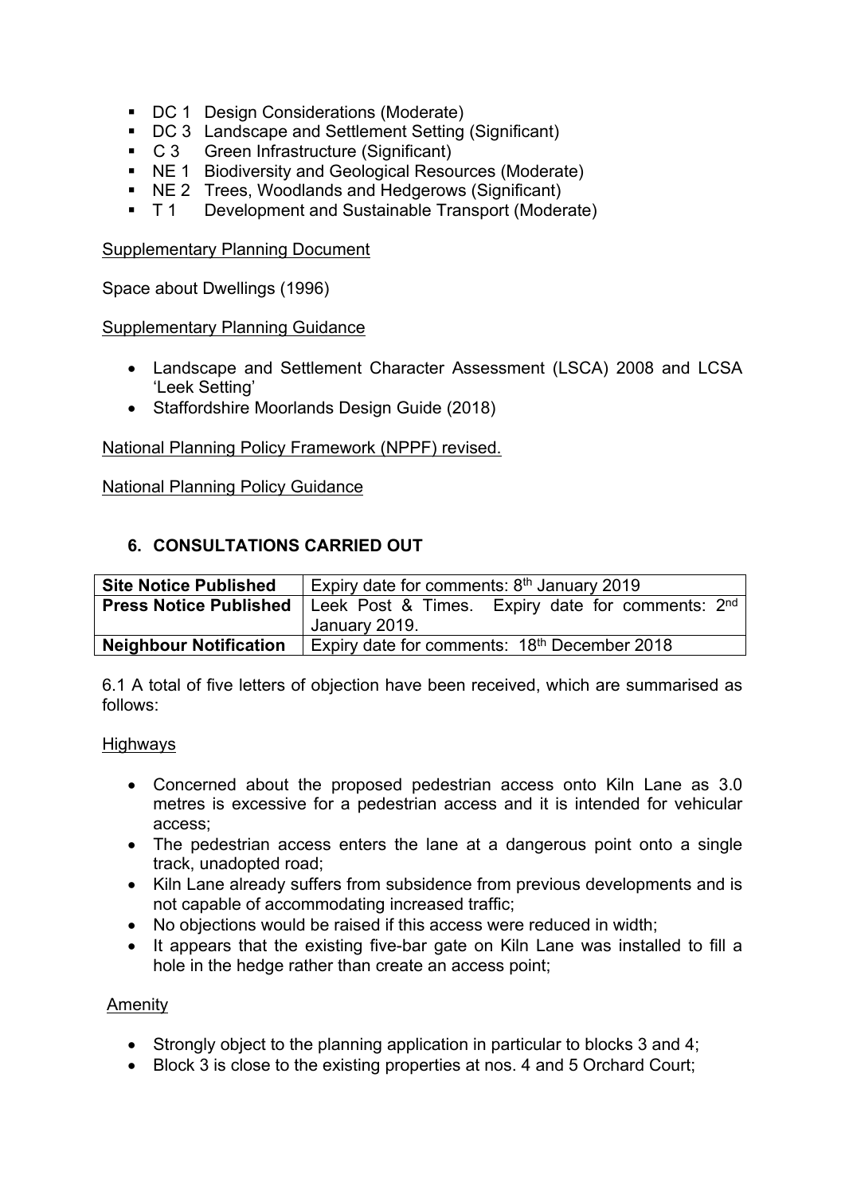- DC 1 Design Considerations (Moderate)
- DC 3 Landscape and Settlement Setting (Significant)
- C 3 Green Infrastructure (Significant)
- NE 1 Biodiversity and Geological Resources (Moderate)
- NE 2 Trees, Woodlands and Hedgerows (Significant)
- T 1 Development and Sustainable Transport (Moderate)

Supplementary Planning Document

Space about Dwellings (1996)

Supplementary Planning Guidance

- Landscape and Settlement Character Assessment (LSCA) 2008 and LCSA 'Leek Setting'
- Staffordshire Moorlands Design Guide (2018)

National Planning Policy Framework (NPPF) revised.

National Planning Policy Guidance

## 6. CONSULTATIONS CARRIED OUT

| | |
|---|---|
| **Site Notice Published** | Expiry date for comments: 8th January 2019 |
| **Press Notice Published** | Leek Post & Times. Expiry date for comments: 2nd January 2019. |
| **Neighbour Notification** | Expiry date for comments: 18th December 2018 |

6.1 A total of five letters of objection have been received, which are summarised as follows:

Highways

- Concerned about the proposed pedestrian access onto Kiln Lane as 3.0 metres is excessive for a pedestrian access and it is intended for vehicular access;
- The pedestrian access enters the lane at a dangerous point onto a single track, unadopted road;
- Kiln Lane already suffers from subsidence from previous developments and is not capable of accommodating increased traffic;
- No objections would be raised if this access were reduced in width;
- It appears that the existing five-bar gate on Kiln Lane was installed to fill a hole in the hedge rather than create an access point;

Amenity

- Strongly object to the planning application in particular to blocks 3 and 4;
- Block 3 is close to the existing properties at nos. 4 and 5 Orchard Court;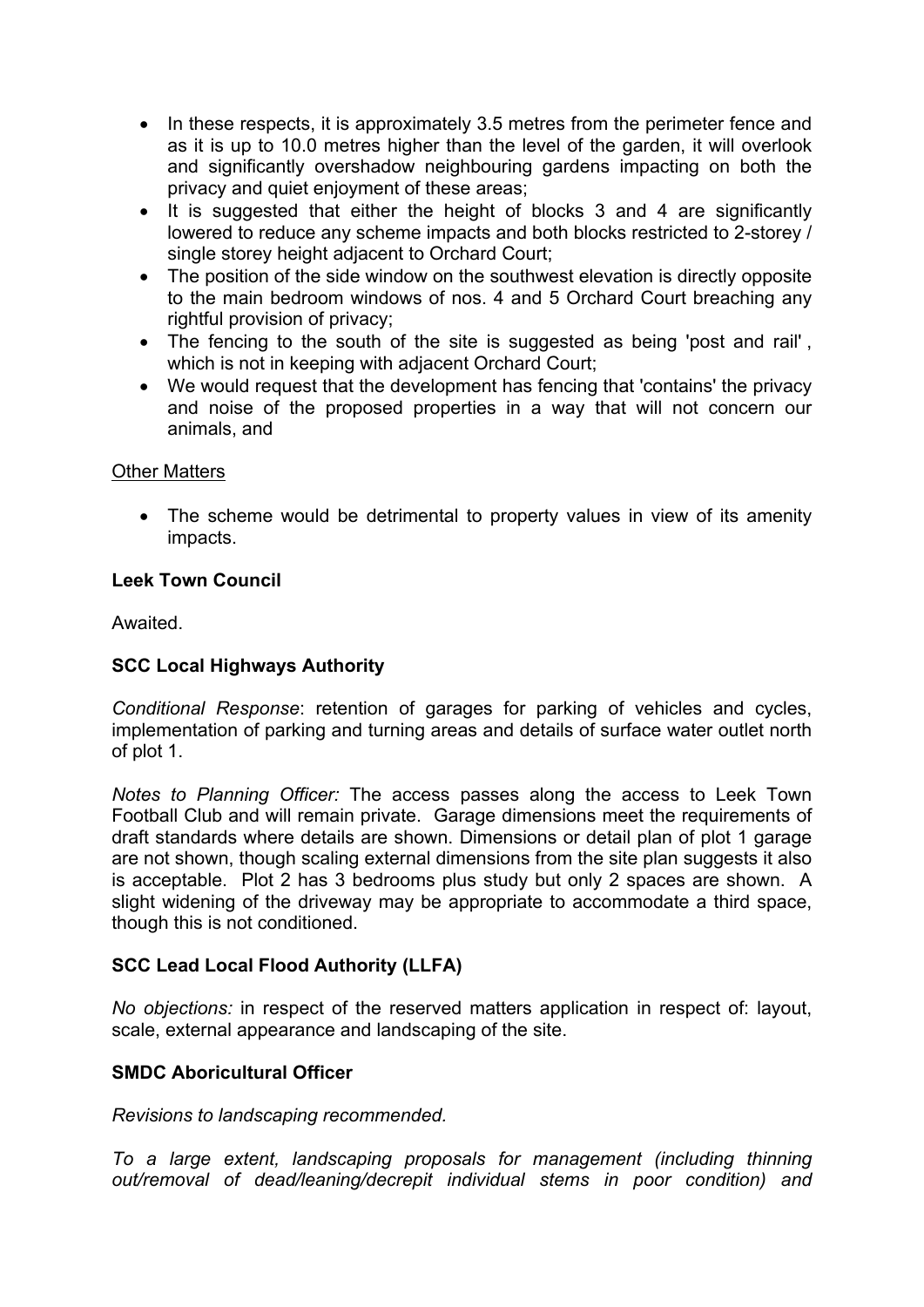- In these respects, it is approximately 3.5 metres from the perimeter fence and as it is up to 10.0 metres higher than the level of the garden, it will overlook and significantly overshadow neighbouring gardens impacting on both the privacy and quiet enjoyment of these areas;
- It is suggested that either the height of blocks 3 and 4 are significantly lowered to reduce any scheme impacts and both blocks restricted to 2-storey / single storey height adjacent to Orchard Court;
- The position of the side window on the southwest elevation is directly opposite to the main bedroom windows of nos. 4 and 5 Orchard Court breaching any rightful provision of privacy;
- The fencing to the south of the site is suggested as being 'post and rail' , which is not in keeping with adjacent Orchard Court;
- We would request that the development has fencing that 'contains' the privacy and noise of the proposed properties in a way that will not concern our animals, and

Other Matters

- The scheme would be detrimental to property values in view of its amenity impacts.

**Leek Town Council**

Awaited.

**SCC Local Highways Authority**

*Conditional Response*: retention of garages for parking of vehicles and cycles, implementation of parking and turning areas and details of surface water outlet north of plot 1.

*Notes to Planning Officer:* The access passes along the access to Leek Town Football Club and will remain private. Garage dimensions meet the requirements of draft standards where details are shown. Dimensions or detail plan of plot 1 garage are not shown, though scaling external dimensions from the site plan suggests it also is acceptable. Plot 2 has 3 bedrooms plus study but only 2 spaces are shown. A slight widening of the driveway may be appropriate to accommodate a third space, though this is not conditioned.

**SCC Lead Local Flood Authority (LLFA)**

*No objections:* in respect of the reserved matters application in respect of: layout, scale, external appearance and landscaping of the site.

**SMDC Aboricultural Officer**

*Revisions to landscaping recommended.*

*To a large extent, landscaping proposals for management (including thinning out/removal of dead/leaning/decrepit individual stems in poor condition) and*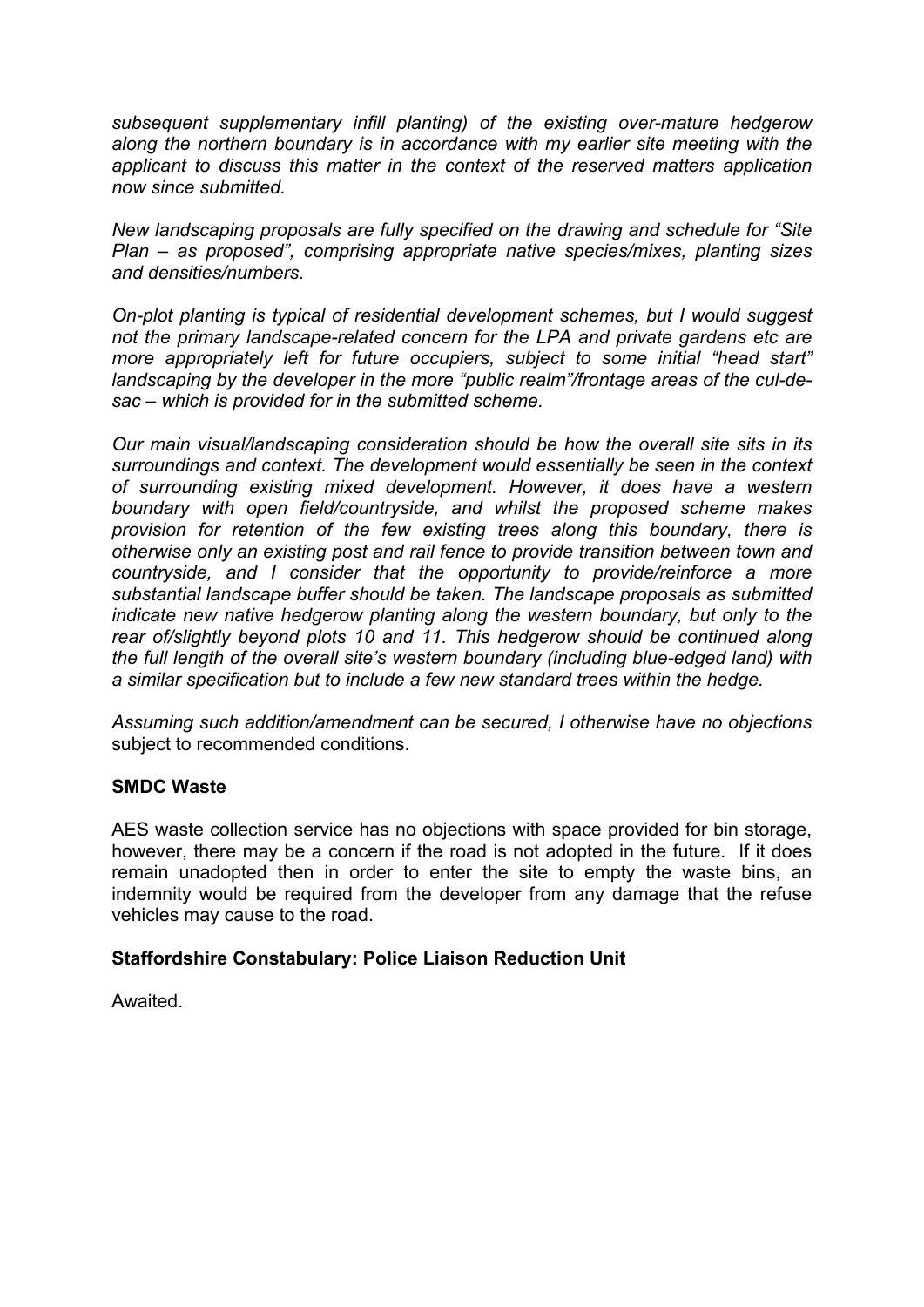*subsequent supplementary infill planting) of the existing over-mature hedgerow along the northern boundary is in accordance with my earlier site meeting with the applicant to discuss this matter in the context of the reserved matters application now since submitted.*

*New landscaping proposals are fully specified on the drawing and schedule for "Site Plan – as proposed", comprising appropriate native species/mixes, planting sizes and densities/numbers.*

*On-plot planting is typical of residential development schemes, but I would suggest not the primary landscape-related concern for the LPA and private gardens etc are more appropriately left for future occupiers, subject to some initial "head start" landscaping by the developer in the more "public realm"/frontage areas of the cul-de-sac – which is provided for in the submitted scheme.*

*Our main visual/landscaping consideration should be how the overall site sits in its surroundings and context. The development would essentially be seen in the context of surrounding existing mixed development. However, it does have a western boundary with open field/countryside, and whilst the proposed scheme makes provision for retention of the few existing trees along this boundary, there is otherwise only an existing post and rail fence to provide transition between town and countryside, and I consider that the opportunity to provide/reinforce a more substantial landscape buffer should be taken. The landscape proposals as submitted indicate new native hedgerow planting along the western boundary, but only to the rear of/slightly beyond plots 10 and 11. This hedgerow should be continued along the full length of the overall site's western boundary (including blue-edged land) with a similar specification but to include a few new standard trees within the hedge.*

*Assuming such addition/amendment can be secured, I otherwise have no objections* subject to recommended conditions.

**SMDC Waste**

AES waste collection service has no objections with space provided for bin storage, however, there may be a concern if the road is not adopted in the future. If it does remain unadopted then in order to enter the site to empty the waste bins, an indemnity would be required from the developer from any damage that the refuse vehicles may cause to the road.

**Staffordshire Constabulary: Police Liaison Reduction Unit**

Awaited.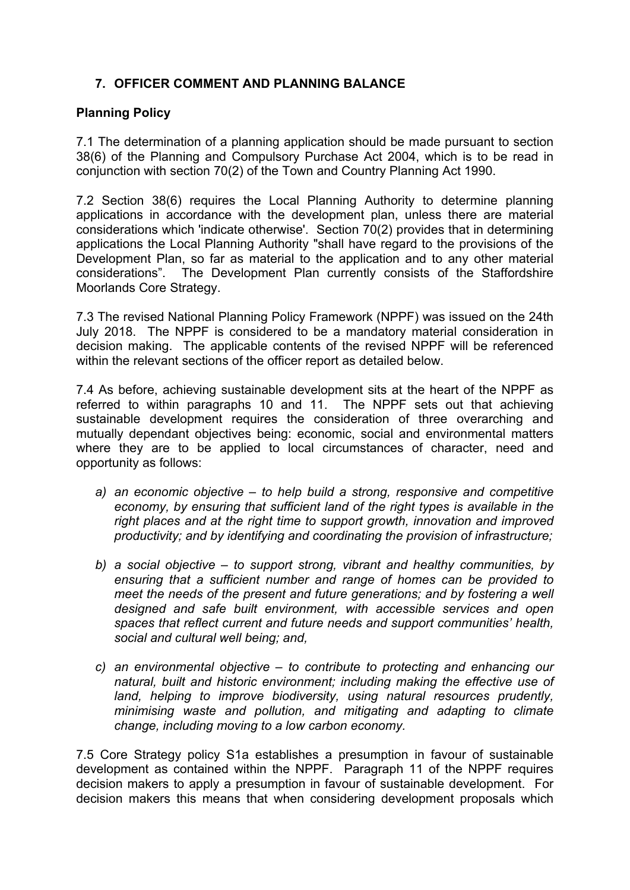## 7. OFFICER COMMENT AND PLANNING BALANCE

### Planning Policy

7.1 The determination of a planning application should be made pursuant to section 38(6) of the Planning and Compulsory Purchase Act 2004, which is to be read in conjunction with section 70(2) of the Town and Country Planning Act 1990.

7.2 Section 38(6) requires the Local Planning Authority to determine planning applications in accordance with the development plan, unless there are material considerations which 'indicate otherwise'. Section 70(2) provides that in determining applications the Local Planning Authority "shall have regard to the provisions of the Development Plan, so far as material to the application and to any other material considerations". The Development Plan currently consists of the Staffordshire Moorlands Core Strategy.

7.3 The revised National Planning Policy Framework (NPPF) was issued on the 24th July 2018. The NPPF is considered to be a mandatory material consideration in decision making. The applicable contents of the revised NPPF will be referenced within the relevant sections of the officer report as detailed below.

7.4 As before, achieving sustainable development sits at the heart of the NPPF as referred to within paragraphs 10 and 11. The NPPF sets out that achieving sustainable development requires the consideration of three overarching and mutually dependant objectives being: economic, social and environmental matters where they are to be applied to local circumstances of character, need and opportunity as follows:

a) *an economic objective – to help build a strong, responsive and competitive economy, by ensuring that sufficient land of the right types is available in the right places and at the right time to support growth, innovation and improved productivity; and by identifying and coordinating the provision of infrastructure;*

b) *a social objective – to support strong, vibrant and healthy communities, by ensuring that a sufficient number and range of homes can be provided to meet the needs of the present and future generations; and by fostering a well designed and safe built environment, with accessible services and open spaces that reflect current and future needs and support communities' health, social and cultural well being; and,*

c) *an environmental objective – to contribute to protecting and enhancing our natural, built and historic environment; including making the effective use of land, helping to improve biodiversity, using natural resources prudently, minimising waste and pollution, and mitigating and adapting to climate change, including moving to a low carbon economy.*

7.5 Core Strategy policy S1a establishes a presumption in favour of sustainable development as contained within the NPPF. Paragraph 11 of the NPPF requires decision makers to apply a presumption in favour of sustainable development. For decision makers this means that when considering development proposals which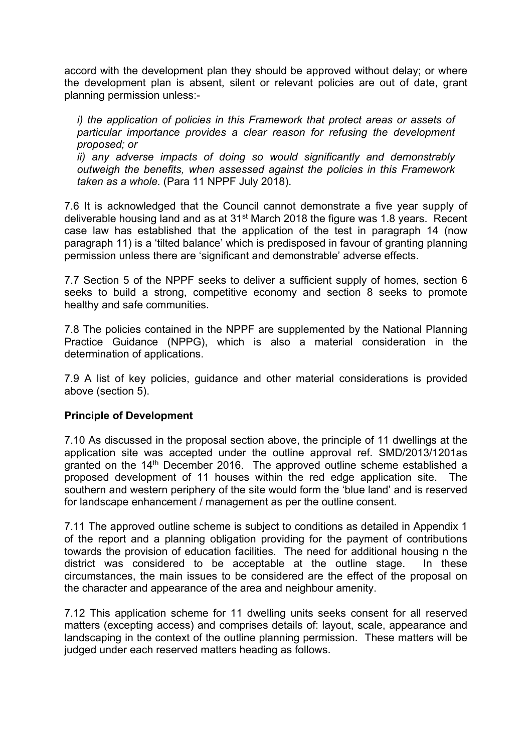accord with the development plan they should be approved without delay; or where the development plan is absent, silent or relevant policies are out of date, grant planning permission unless:-

*i) the application of policies in this Framework that protect areas or assets of particular importance provides a clear reason for refusing the development proposed; or*

*ii) any adverse impacts of doing so would significantly and demonstrably outweigh the benefits, when assessed against the policies in this Framework taken as a whole.* (Para 11 NPPF July 2018).

7.6 It is acknowledged that the Council cannot demonstrate a five year supply of deliverable housing land and as at 31st March 2018 the figure was 1.8 years. Recent case law has established that the application of the test in paragraph 14 (now paragraph 11) is a 'tilted balance' which is predisposed in favour of granting planning permission unless there are 'significant and demonstrable' adverse effects.

7.7 Section 5 of the NPPF seeks to deliver a sufficient supply of homes, section 6 seeks to build a strong, competitive economy and section 8 seeks to promote healthy and safe communities.

7.8 The policies contained in the NPPF are supplemented by the National Planning Practice Guidance (NPPG), which is also a material consideration in the determination of applications.

7.9 A list of key policies, guidance and other material considerations is provided above (section 5).

**Principle of Development**

7.10 As discussed in the proposal section above, the principle of 11 dwellings at the application site was accepted under the outline approval ref. SMD/2013/1201as granted on the 14th December 2016. The approved outline scheme established a proposed development of 11 houses within the red edge application site. The southern and western periphery of the site would form the 'blue land' and is reserved for landscape enhancement / management as per the outline consent.

7.11 The approved outline scheme is subject to conditions as detailed in Appendix 1 of the report and a planning obligation providing for the payment of contributions towards the provision of education facilities. The need for additional housing n the district was considered to be acceptable at the outline stage. In these circumstances, the main issues to be considered are the effect of the proposal on the character and appearance of the area and neighbour amenity.

7.12 This application scheme for 11 dwelling units seeks consent for all reserved matters (excepting access) and comprises details of: layout, scale, appearance and landscaping in the context of the outline planning permission. These matters will be judged under each reserved matters heading as follows.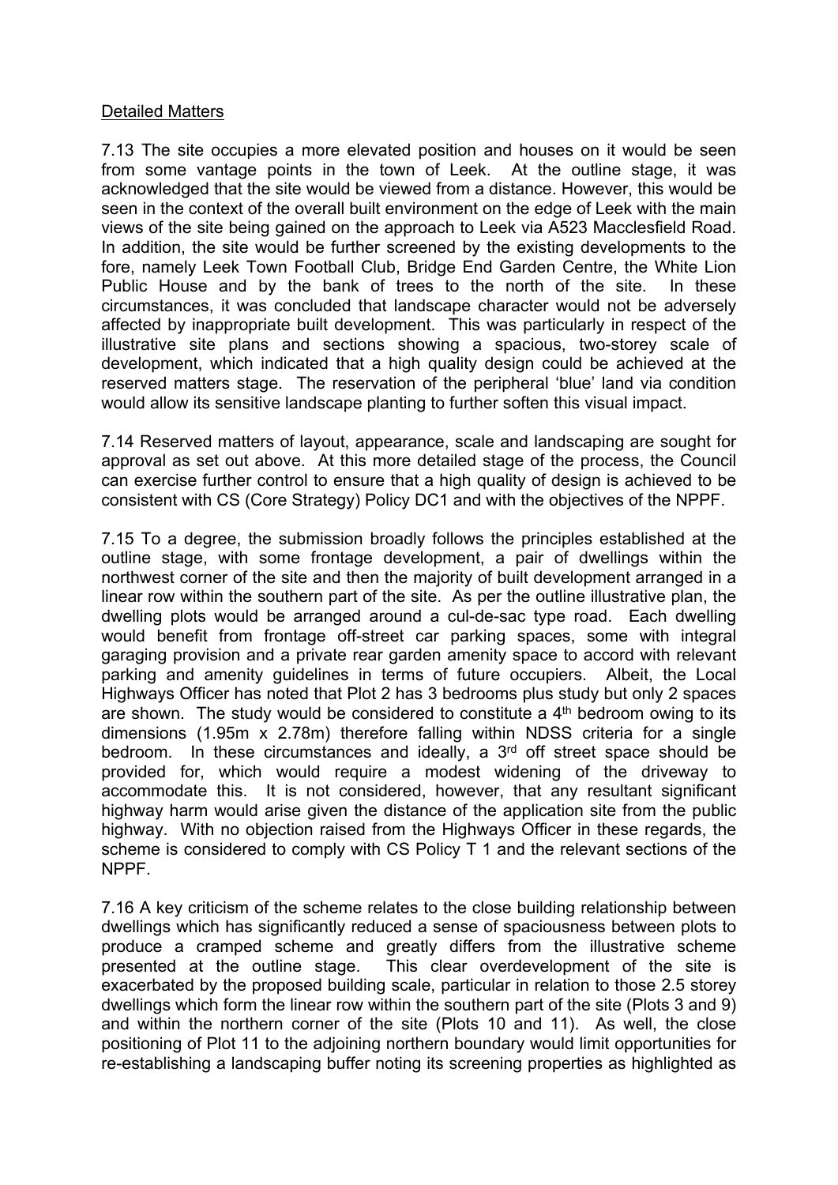Detailed Matters

7.13 The site occupies a more elevated position and houses on it would be seen from some vantage points in the town of Leek. At the outline stage, it was acknowledged that the site would be viewed from a distance. However, this would be seen in the context of the overall built environment on the edge of Leek with the main views of the site being gained on the approach to Leek via A523 Macclesfield Road. In addition, the site would be further screened by the existing developments to the fore, namely Leek Town Football Club, Bridge End Garden Centre, the White Lion Public House and by the bank of trees to the north of the site. In these circumstances, it was concluded that landscape character would not be adversely affected by inappropriate built development. This was particularly in respect of the illustrative site plans and sections showing a spacious, two-storey scale of development, which indicated that a high quality design could be achieved at the reserved matters stage. The reservation of the peripheral 'blue' land via condition would allow its sensitive landscape planting to further soften this visual impact.

7.14 Reserved matters of layout, appearance, scale and landscaping are sought for approval as set out above. At this more detailed stage of the process, the Council can exercise further control to ensure that a high quality of design is achieved to be consistent with CS (Core Strategy) Policy DC1 and with the objectives of the NPPF.

7.15 To a degree, the submission broadly follows the principles established at the outline stage, with some frontage development, a pair of dwellings within the northwest corner of the site and then the majority of built development arranged in a linear row within the southern part of the site. As per the outline illustrative plan, the dwelling plots would be arranged around a cul-de-sac type road. Each dwelling would benefit from frontage off-street car parking spaces, some with integral garaging provision and a private rear garden amenity space to accord with relevant parking and amenity guidelines in terms of future occupiers. Albeit, the Local Highways Officer has noted that Plot 2 has 3 bedrooms plus study but only 2 spaces are shown. The study would be considered to constitute a 4th bedroom owing to its dimensions (1.95m x 2.78m) therefore falling within NDSS criteria for a single bedroom. In these circumstances and ideally, a 3rd off street space should be provided for, which would require a modest widening of the driveway to accommodate this. It is not considered, however, that any resultant significant highway harm would arise given the distance of the application site from the public highway. With no objection raised from the Highways Officer in these regards, the scheme is considered to comply with CS Policy T 1 and the relevant sections of the NPPF.

7.16 A key criticism of the scheme relates to the close building relationship between dwellings which has significantly reduced a sense of spaciousness between plots to produce a cramped scheme and greatly differs from the illustrative scheme presented at the outline stage. This clear overdevelopment of the site is exacerbated by the proposed building scale, particular in relation to those 2.5 storey dwellings which form the linear row within the southern part of the site (Plots 3 and 9) and within the northern corner of the site (Plots 10 and 11). As well, the close positioning of Plot 11 to the adjoining northern boundary would limit opportunities for re-establishing a landscaping buffer noting its screening properties as highlighted as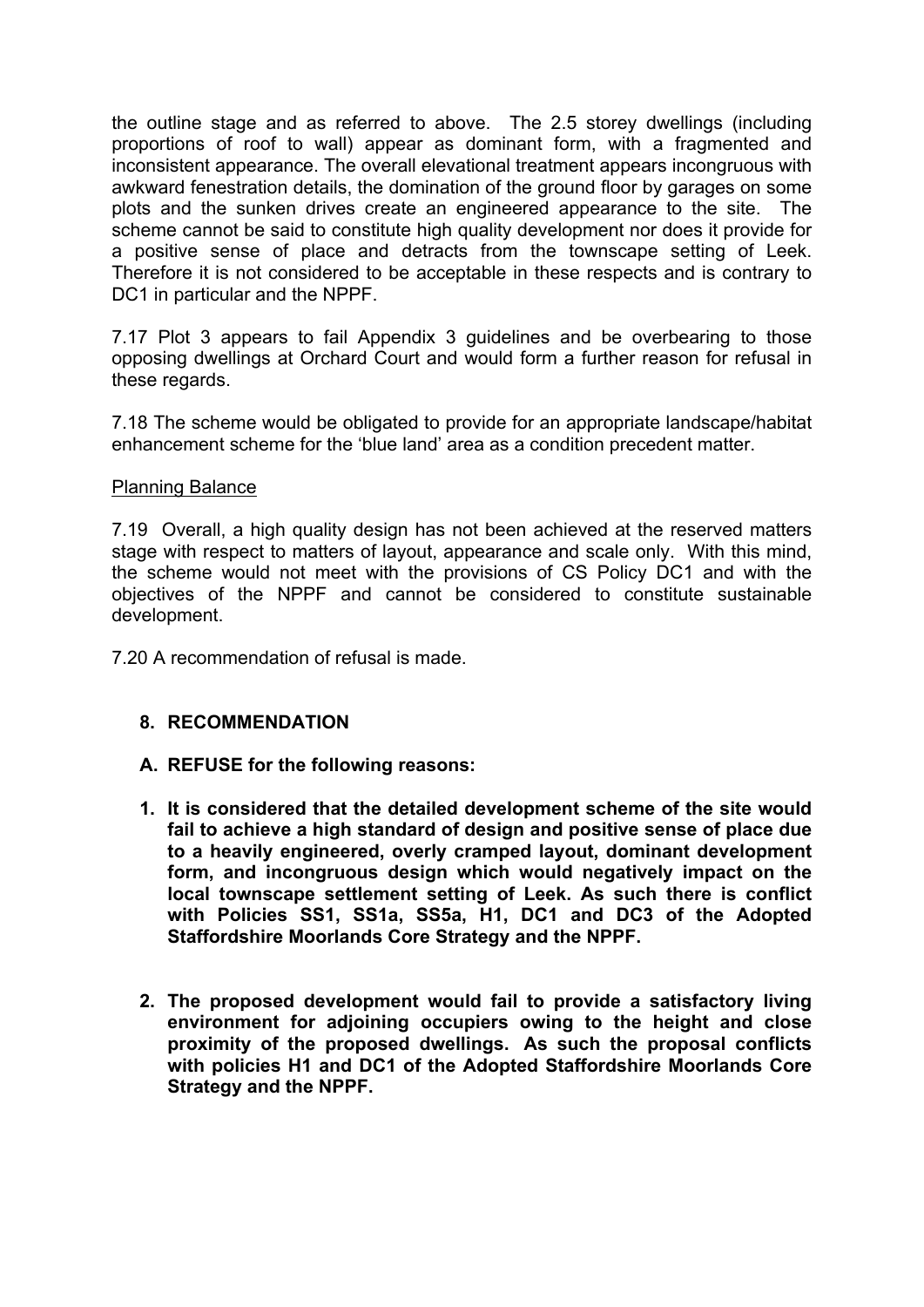the outline stage and as referred to above. The 2.5 storey dwellings (including proportions of roof to wall) appear as dominant form, with a fragmented and inconsistent appearance. The overall elevational treatment appears incongruous with awkward fenestration details, the domination of the ground floor by garages on some plots and the sunken drives create an engineered appearance to the site. The scheme cannot be said to constitute high quality development nor does it provide for a positive sense of place and detracts from the townscape setting of Leek. Therefore it is not considered to be acceptable in these respects and is contrary to DC1 in particular and the NPPF.

7.17 Plot 3 appears to fail Appendix 3 guidelines and be overbearing to those opposing dwellings at Orchard Court and would form a further reason for refusal in these regards.

7.18 The scheme would be obligated to provide for an appropriate landscape/habitat enhancement scheme for the 'blue land' area as a condition precedent matter.

Planning Balance

7.19 Overall, a high quality design has not been achieved at the reserved matters stage with respect to matters of layout, appearance and scale only. With this mind, the scheme would not meet with the provisions of CS Policy DC1 and with the objectives of the NPPF and cannot be considered to constitute sustainable development.

7.20 A recommendation of refusal is made.

## 8. RECOMMENDATION

**A. REFUSE for the following reasons:**

1. **It is considered that the detailed development scheme of the site would fail to achieve a high standard of design and positive sense of place due to a heavily engineered, overly cramped layout, dominant development form, and incongruous design which would negatively impact on the local townscape settlement setting of Leek. As such there is conflict with Policies SS1, SS1a, SS5a, H1, DC1 and DC3 of the Adopted Staffordshire Moorlands Core Strategy and the NPPF.**

2. **The proposed development would fail to provide a satisfactory living environment for adjoining occupiers owing to the height and close proximity of the proposed dwellings. As such the proposal conflicts with policies H1 and DC1 of the Adopted Staffordshire Moorlands Core Strategy and the NPPF.**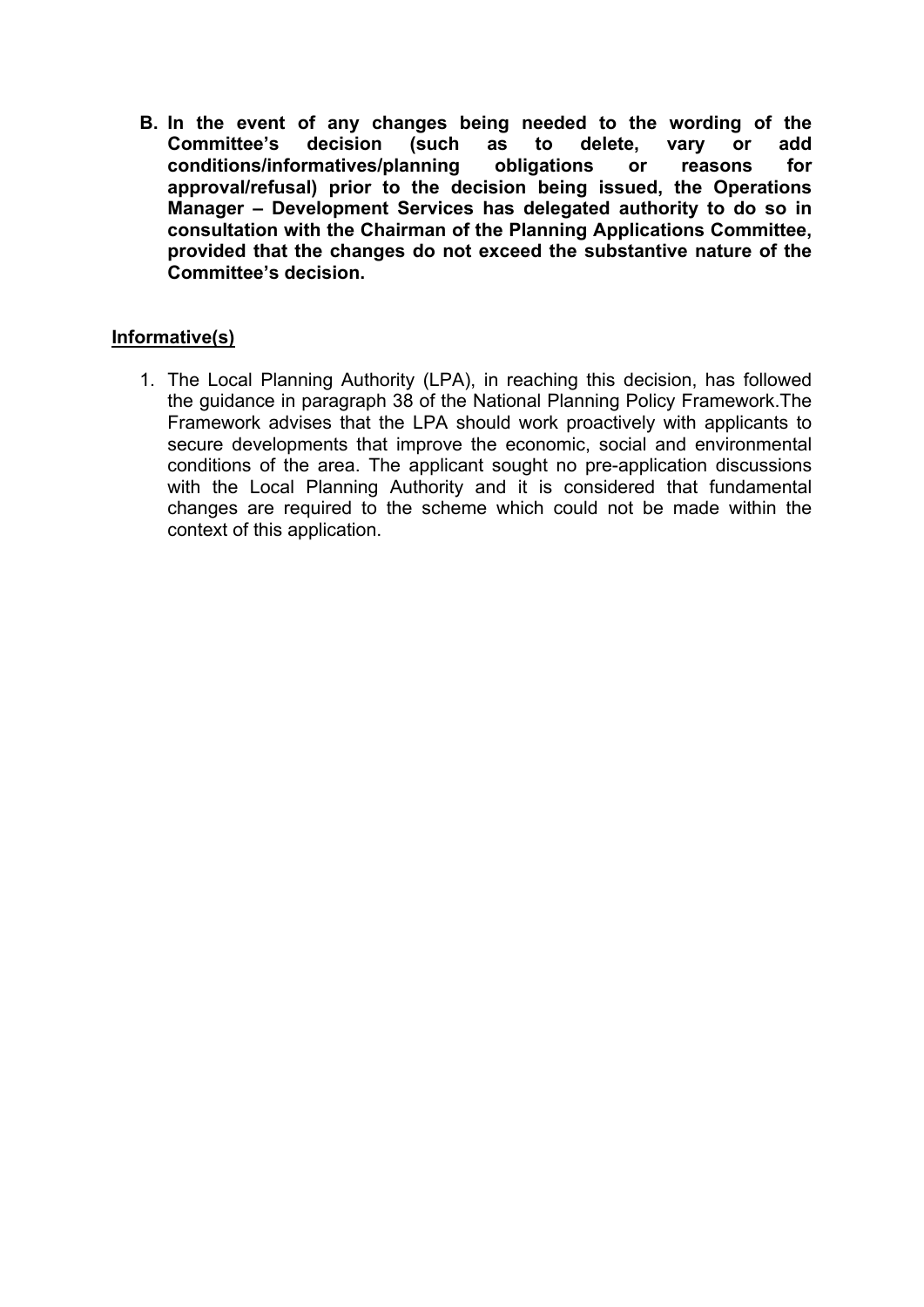**B. In the event of any changes being needed to the wording of the Committee's decision (such as to delete, vary or add conditions/informatives/planning obligations or reasons for approval/refusal) prior to the decision being issued, the Operations Manager – Development Services has delegated authority to do so in consultation with the Chairman of the Planning Applications Committee, provided that the changes do not exceed the substantive nature of the Committee's decision.**

**Informative(s)**

1. The Local Planning Authority (LPA), in reaching this decision, has followed the guidance in paragraph 38 of the National Planning Policy Framework.The Framework advises that the LPA should work proactively with applicants to secure developments that improve the economic, social and environmental conditions of the area. The applicant sought no pre-application discussions with the Local Planning Authority and it is considered that fundamental changes are required to the scheme which could not be made within the context of this application.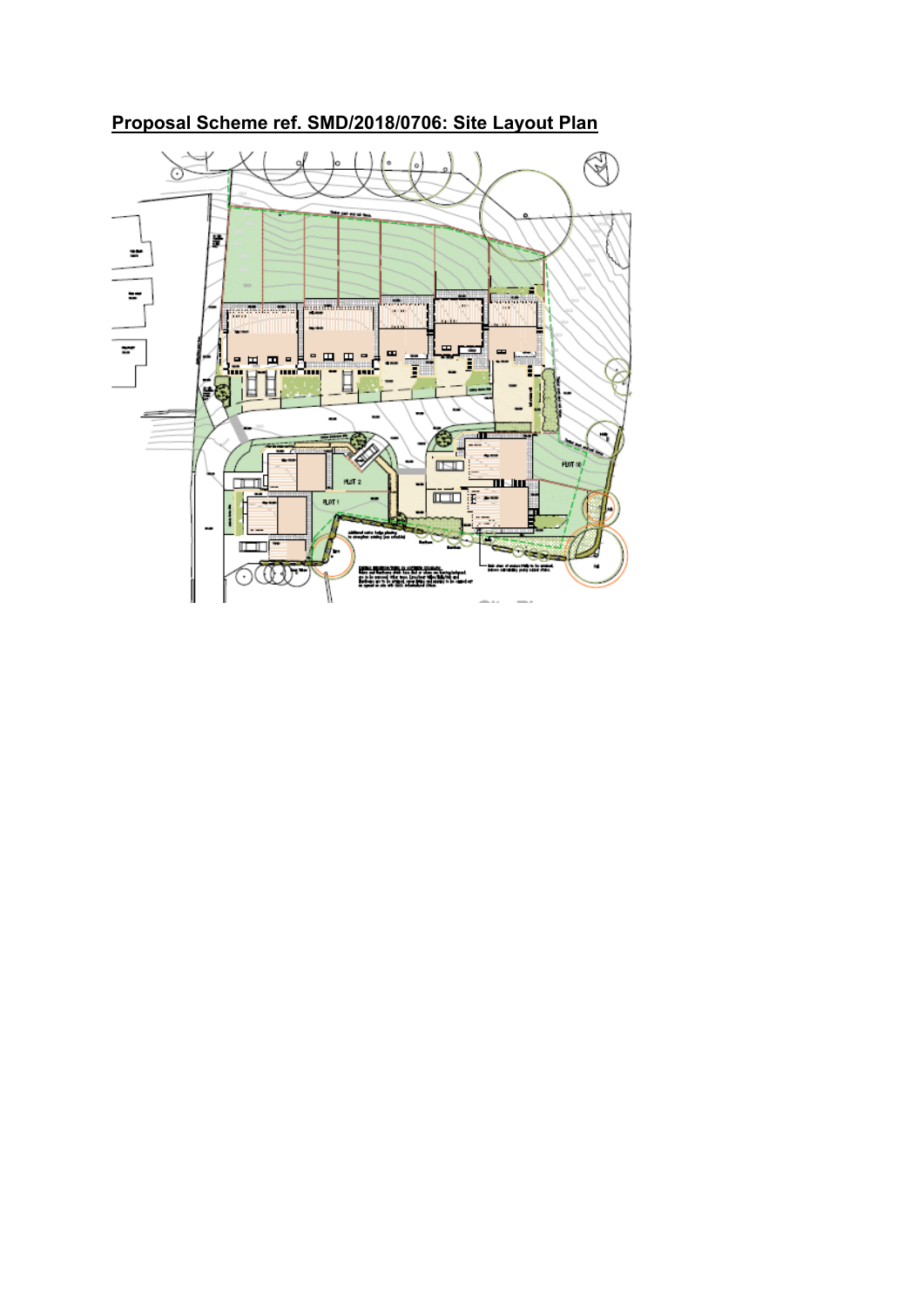**Proposal Scheme ref. SMD/2018/0706: Site Layout Plan**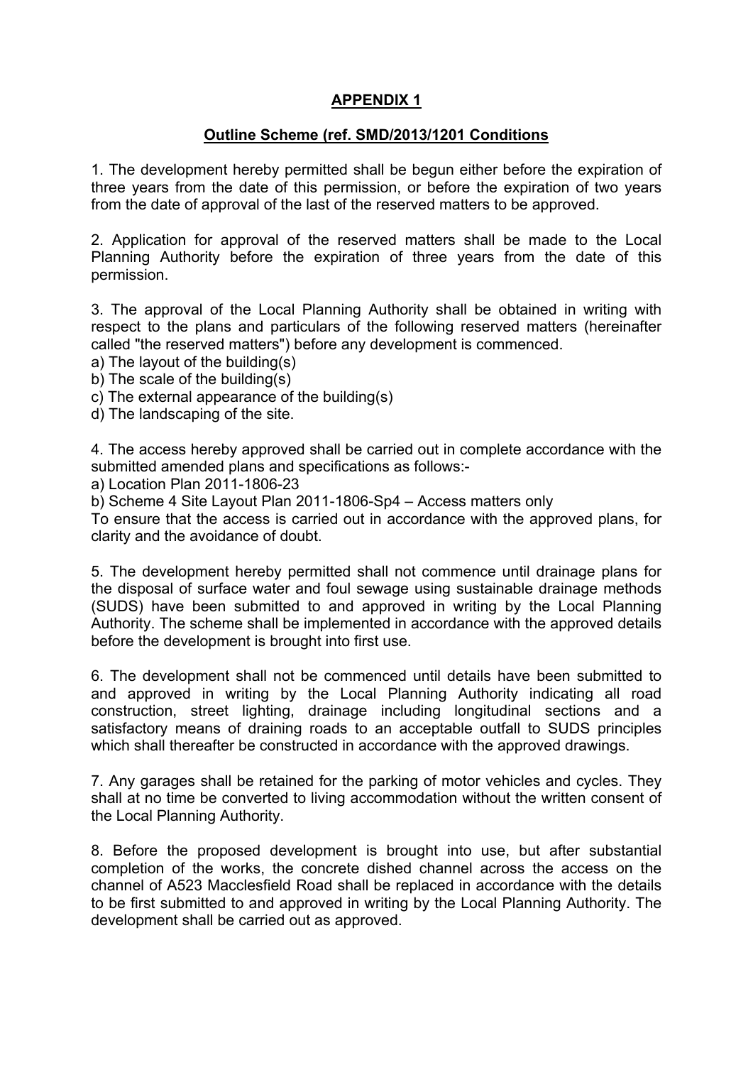## APPENDIX 1

### Outline Scheme (ref. SMD/2013/1201 Conditions

1. The development hereby permitted shall be begun either before the expiration of three years from the date of this permission, or before the expiration of two years from the date of approval of the last of the reserved matters to be approved.

2. Application for approval of the reserved matters shall be made to the Local Planning Authority before the expiration of three years from the date of this permission.

3. The approval of the Local Planning Authority shall be obtained in writing with respect to the plans and particulars of the following reserved matters (hereinafter called "the reserved matters") before any development is commenced.
a) The layout of the building(s)
b) The scale of the building(s)
c) The external appearance of the building(s)
d) The landscaping of the site.

4. The access hereby approved shall be carried out in complete accordance with the submitted amended plans and specifications as follows:-
a) Location Plan 2011-1806-23
b) Scheme 4 Site Layout Plan 2011-1806-Sp4 – Access matters only
To ensure that the access is carried out in accordance with the approved plans, for clarity and the avoidance of doubt.

5. The development hereby permitted shall not commence until drainage plans for the disposal of surface water and foul sewage using sustainable drainage methods (SUDS) have been submitted to and approved in writing by the Local Planning Authority. The scheme shall be implemented in accordance with the approved details before the development is brought into first use.

6. The development shall not be commenced until details have been submitted to and approved in writing by the Local Planning Authority indicating all road construction, street lighting, drainage including longitudinal sections and a satisfactory means of draining roads to an acceptable outfall to SUDS principles which shall thereafter be constructed in accordance with the approved drawings.

7. Any garages shall be retained for the parking of motor vehicles and cycles. They shall at no time be converted to living accommodation without the written consent of the Local Planning Authority.

8. Before the proposed development is brought into use, but after substantial completion of the works, the concrete dished channel across the access on the channel of A523 Macclesfield Road shall be replaced in accordance with the details to be first submitted to and approved in writing by the Local Planning Authority. The development shall be carried out as approved.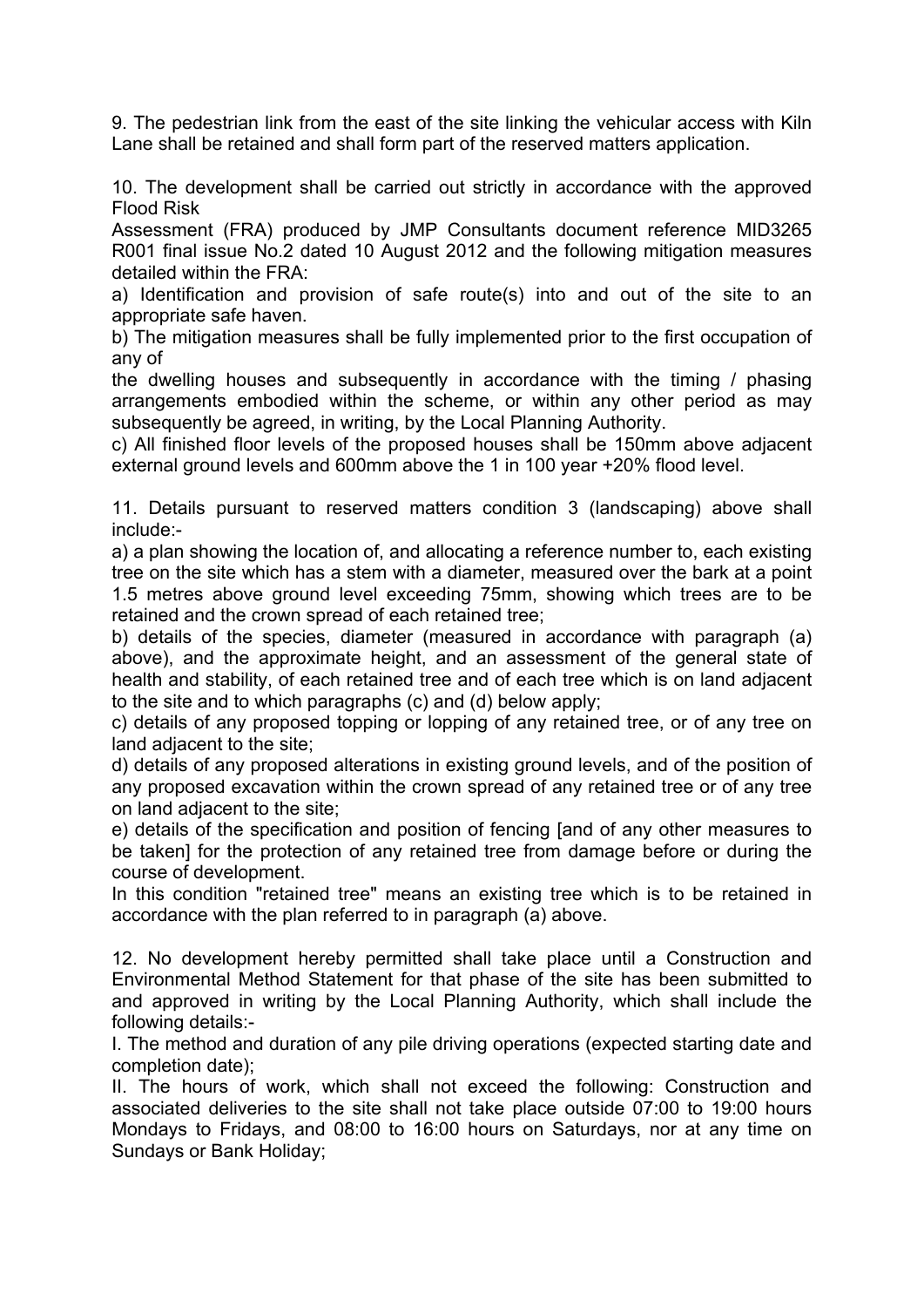9. The pedestrian link from the east of the site linking the vehicular access with Kiln Lane shall be retained and shall form part of the reserved matters application.

10. The development shall be carried out strictly in accordance with the approved Flood Risk Assessment (FRA) produced by JMP Consultants document reference MID3265 R001 final issue No.2 dated 10 August 2012 and the following mitigation measures detailed within the FRA:

a) Identification and provision of safe route(s) into and out of the site to an appropriate safe haven.

b) The mitigation measures shall be fully implemented prior to the first occupation of any of the dwelling houses and subsequently in accordance with the timing / phasing arrangements embodied within the scheme, or within any other period as may subsequently be agreed, in writing, by the Local Planning Authority.

c) All finished floor levels of the proposed houses shall be 150mm above adjacent external ground levels and 600mm above the 1 in 100 year +20% flood level.

11. Details pursuant to reserved matters condition 3 (landscaping) above shall include:-

a) a plan showing the location of, and allocating a reference number to, each existing tree on the site which has a stem with a diameter, measured over the bark at a point 1.5 metres above ground level exceeding 75mm, showing which trees are to be retained and the crown spread of each retained tree;

b) details of the species, diameter (measured in accordance with paragraph (a) above), and the approximate height, and an assessment of the general state of health and stability, of each retained tree and of each tree which is on land adjacent to the site and to which paragraphs (c) and (d) below apply;

c) details of any proposed topping or lopping of any retained tree, or of any tree on land adjacent to the site;

d) details of any proposed alterations in existing ground levels, and of the position of any proposed excavation within the crown spread of any retained tree or of any tree on land adjacent to the site;

e) details of the specification and position of fencing [and of any other measures to be taken] for the protection of any retained tree from damage before or during the course of development.

In this condition "retained tree" means an existing tree which is to be retained in accordance with the plan referred to in paragraph (a) above.

12. No development hereby permitted shall take place until a Construction and Environmental Method Statement for that phase of the site has been submitted to and approved in writing by the Local Planning Authority, which shall include the following details:-

I. The method and duration of any pile driving operations (expected starting date and completion date);

II. The hours of work, which shall not exceed the following: Construction and associated deliveries to the site shall not take place outside 07:00 to 19:00 hours Mondays to Fridays, and 08:00 to 16:00 hours on Saturdays, nor at any time on Sundays or Bank Holiday;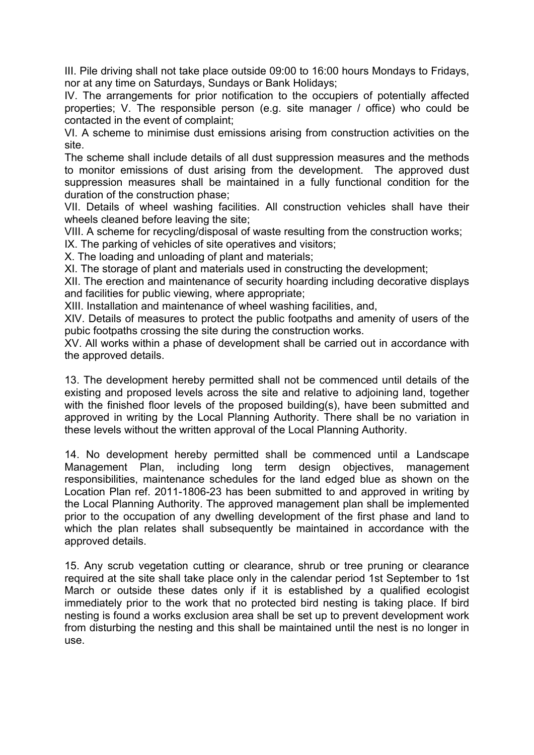III. Pile driving shall not take place outside 09:00 to 16:00 hours Mondays to Fridays, nor at any time on Saturdays, Sundays or Bank Holidays;

IV. The arrangements for prior notification to the occupiers of potentially affected properties; V. The responsible person (e.g. site manager / office) who could be contacted in the event of complaint;

VI. A scheme to minimise dust emissions arising from construction activities on the site.

The scheme shall include details of all dust suppression measures and the methods to monitor emissions of dust arising from the development. The approved dust suppression measures shall be maintained in a fully functional condition for the duration of the construction phase;

VII. Details of wheel washing facilities. All construction vehicles shall have their wheels cleaned before leaving the site;

VIII. A scheme for recycling/disposal of waste resulting from the construction works;

IX. The parking of vehicles of site operatives and visitors;

X. The loading and unloading of plant and materials;

XI. The storage of plant and materials used in constructing the development;

XII. The erection and maintenance of security hoarding including decorative displays and facilities for public viewing, where appropriate;

XIII. Installation and maintenance of wheel washing facilities, and,

XIV. Details of measures to protect the public footpaths and amenity of users of the pubic footpaths crossing the site during the construction works.

XV. All works within a phase of development shall be carried out in accordance with the approved details.

13. The development hereby permitted shall not be commenced until details of the existing and proposed levels across the site and relative to adjoining land, together with the finished floor levels of the proposed building(s), have been submitted and approved in writing by the Local Planning Authority. There shall be no variation in these levels without the written approval of the Local Planning Authority.

14. No development hereby permitted shall be commenced until a Landscape Management Plan, including long term design objectives, management responsibilities, maintenance schedules for the land edged blue as shown on the Location Plan ref. 2011-1806-23 has been submitted to and approved in writing by the Local Planning Authority. The approved management plan shall be implemented prior to the occupation of any dwelling development of the first phase and land to which the plan relates shall subsequently be maintained in accordance with the approved details.

15. Any scrub vegetation cutting or clearance, shrub or tree pruning or clearance required at the site shall take place only in the calendar period 1st September to 1st March or outside these dates only if it is established by a qualified ecologist immediately prior to the work that no protected bird nesting is taking place. If bird nesting is found a works exclusion area shall be set up to prevent development work from disturbing the nesting and this shall be maintained until the nest is no longer in use.